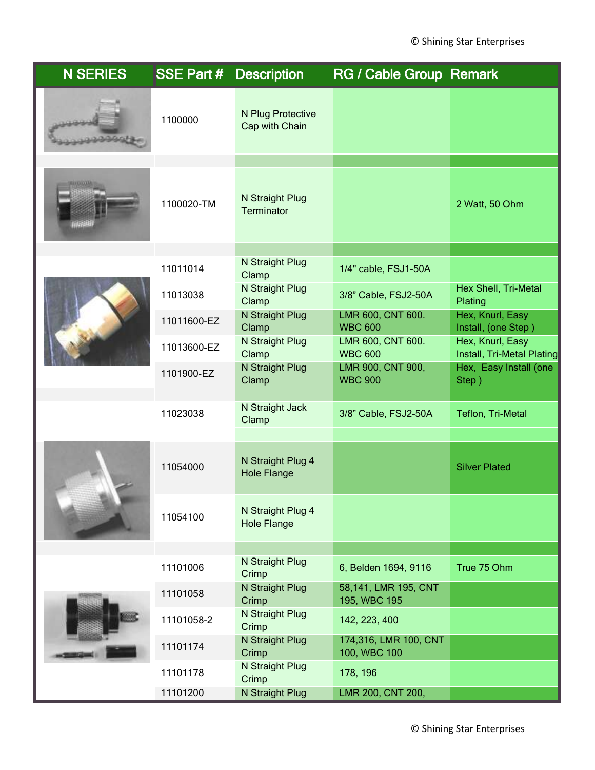| N SERIES | SSE Part # | Description | RG / Cable Group | Remark |
|---|---|---|---|---|
| | 1100000 | N Plug Protective Cap with Chain | | |
| | 1100020-TM | N Straight Plug Terminator | | 2 Watt, 50 Ohm |
| | 11011014 | N Straight Plug Clamp | 1/4" cable, FSJ1-50A | |
| | 11013038 | N Straight Plug Clamp | 3/8" Cable, FSJ2-50A | Hex Shell, Tri-Metal Plating |
| | 11011600-EZ | N Straight Plug Clamp | LMR 600, CNT 600. WBC 600 | Hex, Knurl, Easy Install, (one Step ) |
| | 11013600-EZ | N Straight Plug Clamp | LMR 600, CNT 600. WBC 600 | Hex, Knurl, Easy Install, Tri-Metal Plating |
| | 1101900-EZ | N Straight Plug Clamp | LMR 900, CNT 900, WBC 900 | Hex, Easy Install (one Step ) |
| | 11023038 | N Straight Jack Clamp | 3/8" Cable, FSJ2-50A | Teflon, Tri-Metal |
| | 11054000 | N Straight Plug 4 Hole Flange | | Silver Plated |
| | 11054100 | N Straight Plug 4 Hole Flange | | |
| | 11101006 | N Straight Plug Crimp | 6, Belden 1694, 9116 | True 75 Ohm |
| | 11101058 | N Straight Plug Crimp | 58,141, LMR 195, CNT 195, WBC 195 | |
| | 11101058-2 | N Straight Plug Crimp | 142, 223, 400 | |
| | 11101174 | N Straight Plug Crimp | 174,316, LMR 100, CNT 100, WBC 100 | |
| | 11101178 | N Straight Plug Crimp | 178, 196 | |
| | 11101200 | N Straight Plug | LMR 200, CNT 200, | |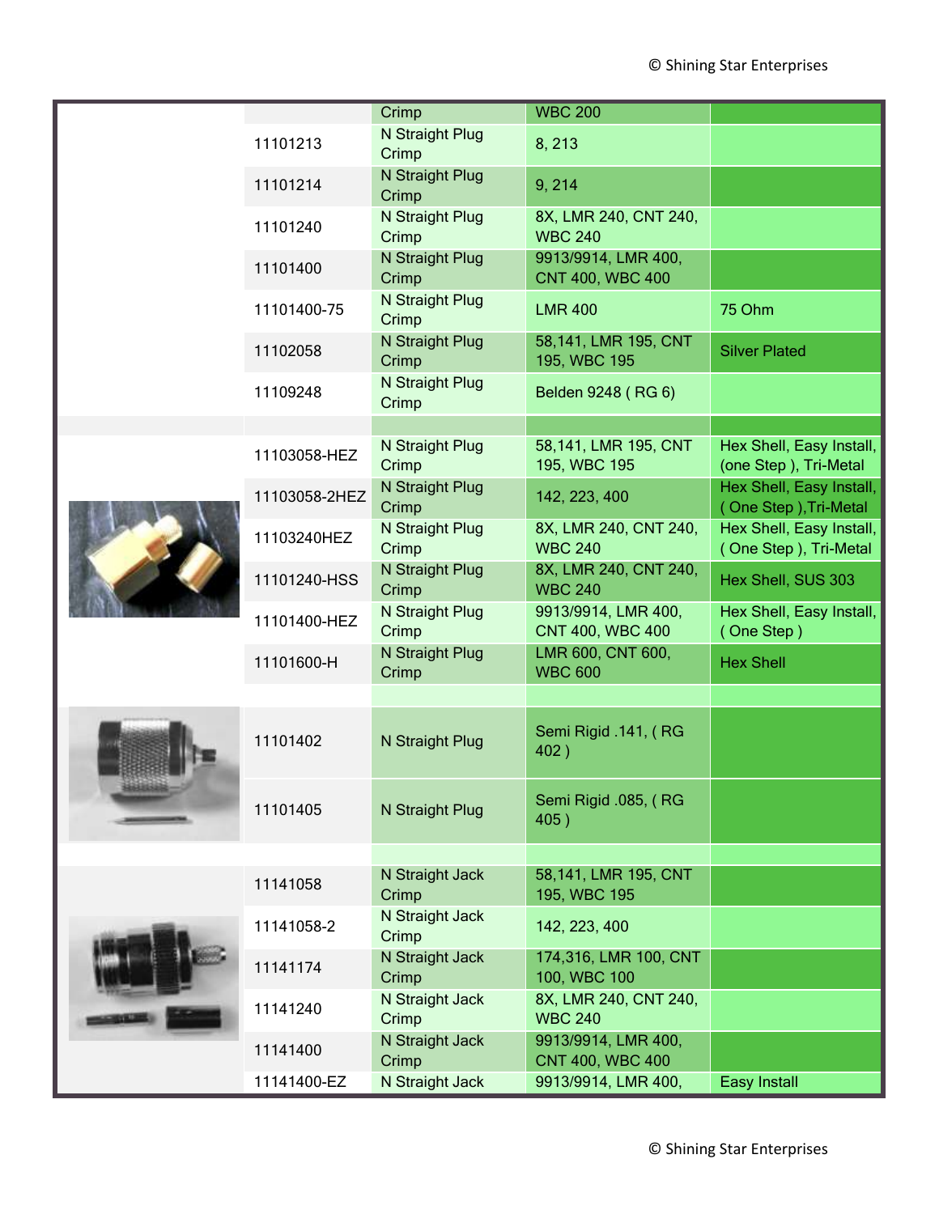| | | | | |
|---|---|---|---|---|
| | | Crimp | WBC 200 | |
| | 11101213 | N Straight Plug Crimp | 8, 213 | |
| | 11101214 | N Straight Plug Crimp | 9, 214 | |
| | 11101240 | N Straight Plug Crimp | 8X, LMR 240, CNT 240, WBC 240 | |
| | 11101400 | N Straight Plug Crimp | 9913/9914, LMR 400, CNT 400, WBC 400 | |
| | 11101400-75 | N Straight Plug Crimp | LMR 400 | 75 Ohm |
| | 11102058 | N Straight Plug Crimp | 58,141, LMR 195, CNT 195, WBC 195 | Silver Plated |
| | 11109248 | N Straight Plug Crimp | Belden 9248 ( RG 6) | |
| | | | | |
| | 11103058-HEZ | N Straight Plug Crimp | 58,141, LMR 195, CNT 195, WBC 195 | Hex Shell, Easy Install, (one Step ), Tri-Metal |
| | 11103058-2HEZ | N Straight Plug Crimp | 142, 223, 400 | Hex Shell, Easy Install, ( One Step ),Tri-Metal |
| | 11103240HEZ | N Straight Plug Crimp | 8X, LMR 240, CNT 240, WBC 240 | Hex Shell, Easy Install, ( One Step ), Tri-Metal |
| | 11101240-HSS | N Straight Plug Crimp | 8X, LMR 240, CNT 240, WBC 240 | Hex Shell, SUS 303 |
| | 11101400-HEZ | N Straight Plug Crimp | 9913/9914, LMR 400, CNT 400, WBC 400 | Hex Shell, Easy Install, ( One Step ) |
| | 11101600-H | N Straight Plug Crimp | LMR 600, CNT 600, WBC 600 | Hex Shell |
| | | | | |
| | 11101402 | N Straight Plug | Semi Rigid .141, ( RG 402 ) | |
| | 11101405 | N Straight Plug | Semi Rigid .085, ( RG 405 ) | |
| | | | | |
| | 11141058 | N Straight Jack Crimp | 58,141, LMR 195, CNT 195, WBC 195 | |
| | 11141058-2 | N Straight Jack Crimp | 142, 223, 400 | |
| | 11141174 | N Straight Jack Crimp | 174,316, LMR 100, CNT 100, WBC 100 | |
| | 11141240 | N Straight Jack Crimp | 8X, LMR 240, CNT 240, WBC 240 | |
| | 11141400 | N Straight Jack Crimp | 9913/9914, LMR 400, CNT 400, WBC 400 | |
| | 11141400-EZ | N Straight Jack | 9913/9914, LMR 400, | Easy Install |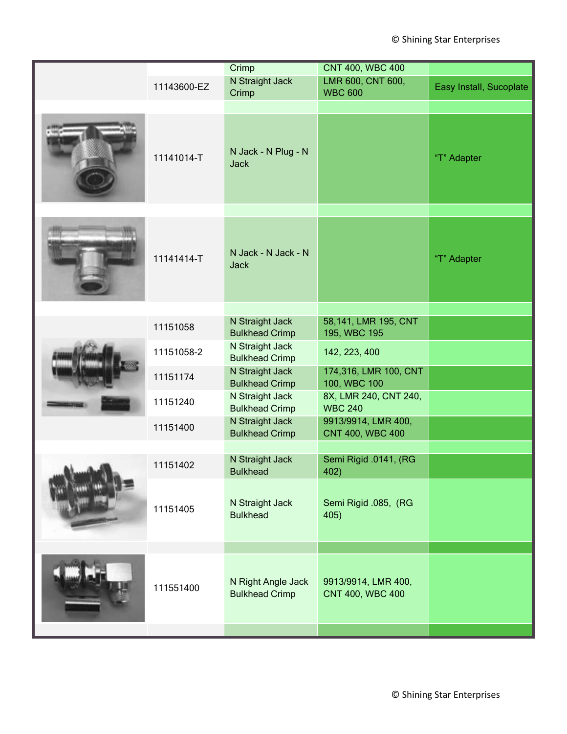| | | | | |
|---|---|---|---|---|
| | | Crimp | CNT 400, WBC 400 | |
| | 11143600-EZ | N Straight Jack Crimp | LMR 600, CNT 600, WBC 600 | Easy Install, Sucoplate |
| | | | | |
| | 11141014-T | N Jack - N Plug - N Jack | | "T" Adapter |
| | | | | |
| | 11141414-T | N Jack - N Jack - N Jack | | "T" Adapter |
| | | | | |
| | 11151058 | N Straight Jack Bulkhead Crimp | 58,141, LMR 195, CNT 195, WBC 195 | |
| | 11151058-2 | N Straight Jack Bulkhead Crimp | 142, 223, 400 | |
| | 11151174 | N Straight Jack Bulkhead Crimp | 174,316, LMR 100, CNT 100, WBC 100 | |
| | 11151240 | N Straight Jack Bulkhead Crimp | 8X, LMR 240, CNT 240, WBC 240 | |
| | 11151400 | N Straight Jack Bulkhead Crimp | 9913/9914, LMR 400, CNT 400, WBC 400 | |
| | | | | |
| | 11151402 | N Straight Jack Bulkhead | Semi Rigid .0141, (RG 402) | |
| | 11151405 | N Straight Jack Bulkhead | Semi Rigid .085, (RG 405) | |
| | | | | |
| | 111551400 | N Right Angle Jack Bulkhead Crimp | 9913/9914, LMR 400, CNT 400, WBC 400 | |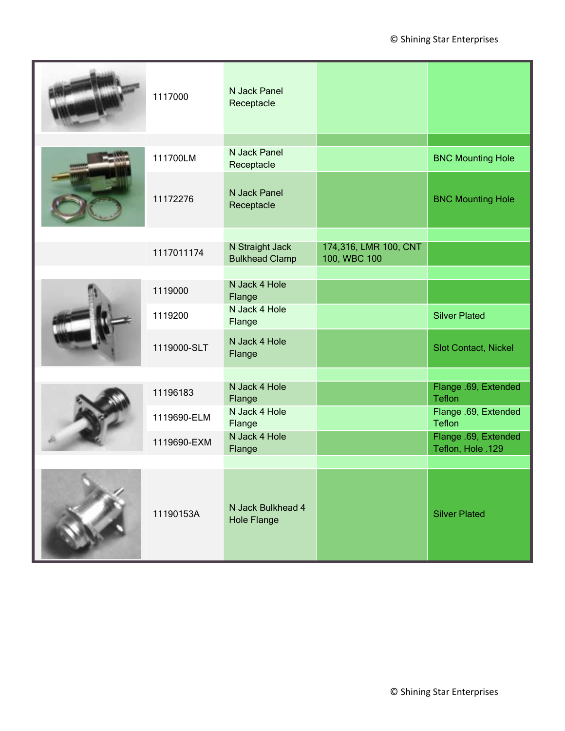| | | | | |
|---|---|---|---|---|
| | 1117000 | N Jack Panel Receptacle | | |
| | 111700LM | N Jack Panel Receptacle | | BNC Mounting Hole |
| | 11172276 | N Jack Panel Receptacle | | BNC Mounting Hole |
| | 1117011174 | N Straight Jack Bulkhead Clamp | 174,316, LMR 100, CNT 100, WBC 100 | |
| | 1119000 | N Jack 4 Hole Flange | | |
| | 1119200 | N Jack 4 Hole Flange | | Silver Plated |
| | 1119000-SLT | N Jack 4 Hole Flange | | Slot Contact, Nickel |
| | 11196183 | N Jack 4 Hole Flange | | Flange .69, Extended Teflon |
| | 1119690-ELM | N Jack 4 Hole Flange | | Flange .69, Extended Teflon |
| | 1119690-EXM | N Jack 4 Hole Flange | | Flange .69, Extended Teflon, Hole .129 |
| | 11190153A | N Jack Bulkhead 4 Hole Flange | | Silver Plated |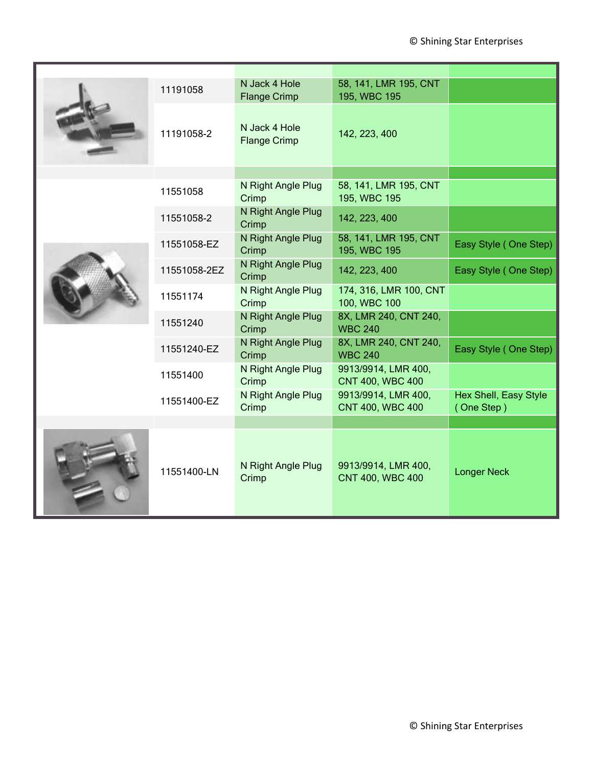| | | | | |
|---|---|---|---|---|
| | 11191058 | N Jack 4 Hole Flange Crimp | 58, 141, LMR 195, CNT 195, WBC 195 | |
| | 11191058-2 | N Jack 4 Hole Flange Crimp | 142, 223, 400 | |
| | | | | |
| | 11551058 | N Right Angle Plug Crimp | 58, 141, LMR 195, CNT 195, WBC 195 | |
| | 11551058-2 | N Right Angle Plug Crimp | 142, 223, 400 | |
| | 11551058-EZ | N Right Angle Plug Crimp | 58, 141, LMR 195, CNT 195, WBC 195 | Easy Style ( One Step) |
| | 11551058-2EZ | N Right Angle Plug Crimp | 142, 223, 400 | Easy Style ( One Step) |
| | 11551174 | N Right Angle Plug Crimp | 174, 316, LMR 100, CNT 100, WBC 100 | |
| | 11551240 | N Right Angle Plug Crimp | 8X, LMR 240, CNT 240, WBC 240 | |
| | 11551240-EZ | N Right Angle Plug Crimp | 8X, LMR 240, CNT 240, WBC 240 | Easy Style ( One Step) |
| | 11551400 | N Right Angle Plug Crimp | 9913/9914, LMR 400, CNT 400, WBC 400 | |
| | 11551400-EZ | N Right Angle Plug Crimp | 9913/9914, LMR 400, CNT 400, WBC 400 | Hex Shell, Easy Style ( One Step ) |
| | | | | |
| | 11551400-LN | N Right Angle Plug Crimp | 9913/9914, LMR 400, CNT 400, WBC 400 | Longer Neck |